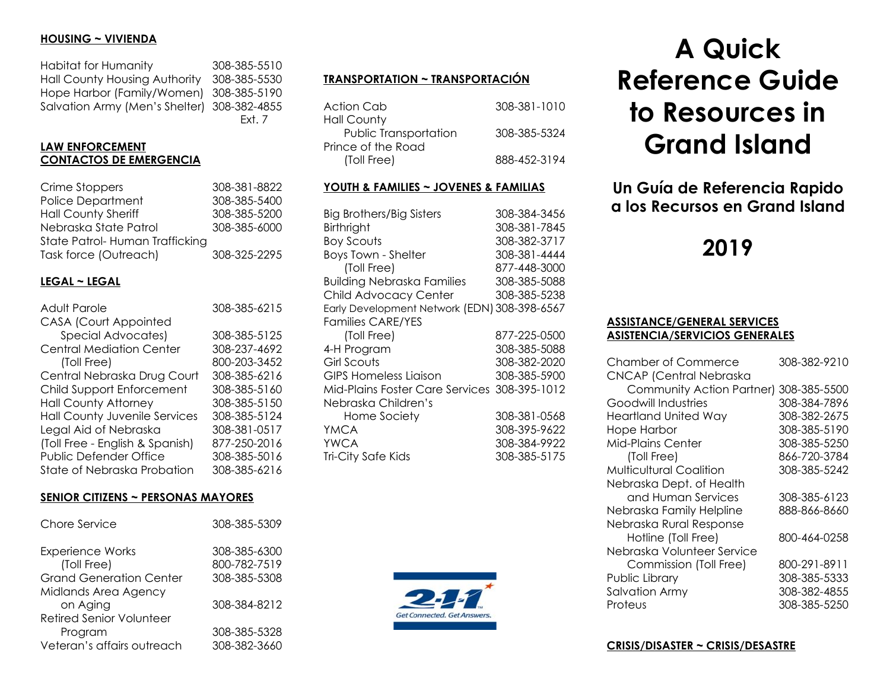## HOUSING ~ VIVIENDA

| | |
|---|---|
| Habitat for Humanity | 308-385-5510 |
| Hall County Housing Authority | 308-385-5530 |
| Hope Harbor (Family/Women) | 308-385-5190 |
| Salvation Army (Men's Shelter) | 308-382-4855 Ext. 7 |

## LAW ENFORCEMENT CONTACTOS DE EMERGENCIA

| | |
|---|---|
| Crime Stoppers | 308-381-8822 |
| Police Department | 308-385-5400 |
| Hall County Sheriff | 308-385-5200 |
| Nebraska State Patrol | 308-385-6000 |
| State Patrol- Human Trafficking Task force (Outreach) | 308-325-2295 |

## LEGAL ~ LEGAL

| | |
|---|---|
| Adult Parole | 308-385-6215 |
| CASA (Court Appointed Special Advocates) | 308-385-5125 |
| Central Mediation Center | 308-237-4692 |
| (Toll Free) | 800-203-3452 |
| Central Nebraska Drug Court | 308-385-6216 |
| Child Support Enforcement | 308-385-5160 |
| Hall County Attorney | 308-385-5150 |
| Hall County Juvenile Services | 308-385-5124 |
| Legal Aid of Nebraska | 308-381-0517 |
| (Toll Free - English & Spanish) | 877-250-2016 |
| Public Defender Office | 308-385-5016 |
| State of Nebraska Probation | 308-385-6216 |

## SENIOR CITIZENS ~ PERSONAS MAYORES

| | |
|---|---|
| Chore Service | 308-385-5309 |
| Experience Works | 308-385-6300 |
| (Toll Free) | 800-782-7519 |
| Grand Generation Center | 308-385-5308 |
| Midlands Area Agency on Aging | 308-384-8212 |
| Retired Senior Volunteer Program | 308-385-5328 |
| Veteran's affairs outreach | 308-382-3660 |

## TRANSPORTATION ~ TRANSPORTACIÓN

| | |
|---|---|
| Action Cab | 308-381-1010 |
| Hall County Public Transportation | 308-385-5324 |
| Prince of the Road (Toll Free) | 888-452-3194 |

## YOUTH & FAMILIES ~ JOVENES & FAMILIAS

| | |
|---|---|
| Big Brothers/Big Sisters | 308-384-3456 |
| Birthright | 308-381-7845 |
| Boy Scouts | 308-382-3717 |
| Boys Town - Shelter | 308-381-4444 |
| (Toll Free) | 877-448-3000 |
| Building Nebraska Families | 308-385-5088 |
| Child Advocacy Center | 308-385-5238 |
| Early Development Network (EDN) | 308-398-6567 |
| Families CARE/YES (Toll Free) | 877-225-0500 |
| 4-H Program | 308-385-5088 |
| Girl Scouts | 308-382-2020 |
| GIPS Homeless Liaison | 308-385-5900 |
| Mid-Plains Foster Care Services | 308-395-1012 |
| Nebraska Children's Home Society | 308-381-0568 |
| YMCA | 308-395-9622 |
| YWCA | 308-384-9922 |
| Tri-City Safe Kids | 308-385-5175 |

2-1-1 Get Connected. Get Answers.

# A Quick Reference Guide to Resources in Grand Island

## Un Guía de Referencia Rapido a los Recursos en Grand Island

## 2019

## ASSISTANCE/GENERAL SERVICES ASISTENCIA/SERVICIOS GENERALES

| | |
|---|---|
| Chamber of Commerce | 308-382-9210 |
| CNCAP (Central Nebraska Community Action Partner) | 308-385-5500 |
| Goodwill Industries | 308-384-7896 |
| Heartland United Way | 308-382-2675 |
| Hope Harbor | 308-385-5190 |
| Mid-Plains Center | 308-385-5250 |
| (Toll Free) | 866-720-3784 |
| Multicultural Coalition | 308-385-5242 |
| Nebraska Dept. of Health and Human Services | 308-385-6123 |
| Nebraska Family Helpline | 888-866-8660 |
| Nebraska Rural Response Hotline (Toll Free) | 800-464-0258 |
| Nebraska Volunteer Service Commission (Toll Free) | 800-291-8911 |
| Public Library | 308-385-5333 |
| Salvation Army | 308-382-4855 |
| Proteus | 308-385-5250 |

## CRISIS/DISASTER ~ CRISIS/DESASTRE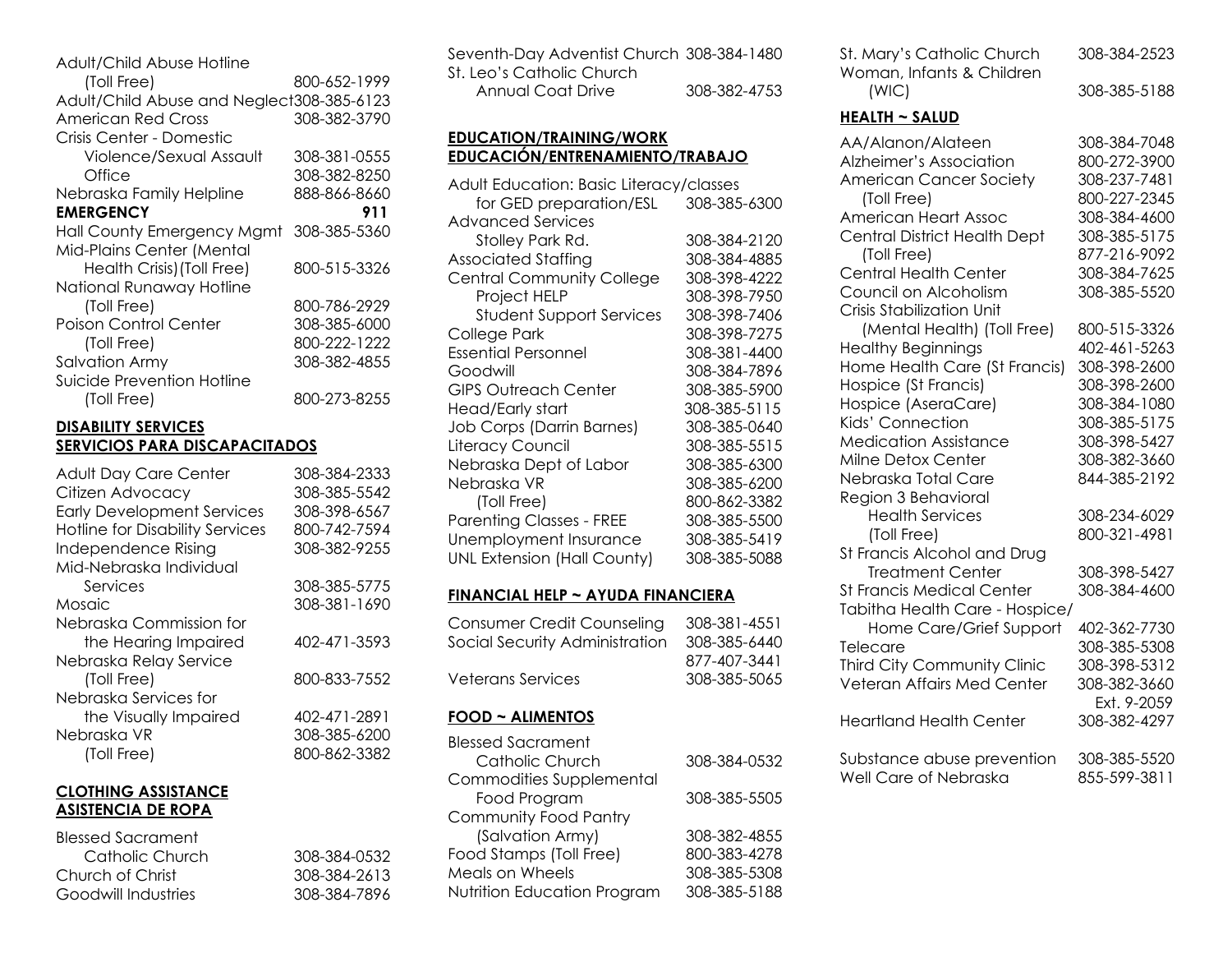| | |
|---|---|
| Adult/Child Abuse Hotline | |
| (Toll Free) | 800-652-1999 |
| Adult/Child Abuse and Neglect | 308-385-6123 |
| American Red Cross | 308-382-3790 |
| Crisis Center - Domestic | |
| Violence/Sexual Assault | 308-381-0555 |
| Office | 308-382-8250 |
| Nebraska Family Helpline | 888-866-8660 |
| **EMERGENCY** | **911** |
| Hall County Emergency Mgmt | 308-385-5360 |
| Mid-Plains Center (Mental | |
| Health Crisis)(Toll Free) | 800-515-3326 |
| National Runaway Hotline | |
| (Toll Free) | 800-786-2929 |
| Poison Control Center | 308-385-6000 |
| (Toll Free) | 800-222-1222 |
| Salvation Army | 308-382-4855 |
| Suicide Prevention Hotline | |
| (Toll Free) | 800-273-8255 |

## DISABILITY SERVICES
## SERVICIOS PARA DISCAPACITADOS

| | |
|---|---|
| Adult Day Care Center | 308-384-2333 |
| Citizen Advocacy | 308-385-5542 |
| Early Development Services | 308-398-6567 |
| Hotline for Disability Services | 800-742-7594 |
| Independence Rising | 308-382-9255 |
| Mid-Nebraska Individual | |
| Services | 308-385-5775 |
| Mosaic | 308-381-1690 |
| Nebraska Commission for | |
| the Hearing Impaired | 402-471-3593 |
| Nebraska Relay Service | |
| (Toll Free) | 800-833-7552 |
| Nebraska Services for | |
| the Visually Impaired | 402-471-2891 |
| Nebraska VR | 308-385-6200 |
| (Toll Free) | 800-862-3382 |

## CLOTHING ASSISTANCE
## ASISTENCIA DE ROPA

| | |
|---|---|
| Blessed Sacrament | |
| Catholic Church | 308-384-0532 |
| Church of Christ | 308-384-2613 |
| Goodwill Industries | 308-384-7896 |
| Seventh-Day Adventist Church | 308-384-1480 |
| St. Leo's Catholic Church | |
| Annual Coat Drive | 308-382-4753 |

## EDUCATION/TRAINING/WORK
## EDUCACIÓN/ENTRENAMIENTO/TRABAJO

| | |
|---|---|
| Adult Education: Basic Literacy/classes | |
| for GED preparation/ESL | 308-385-6300 |
| Advanced Services | |
| Stolley Park Rd. | 308-384-2120 |
| Associated Staffing | 308-384-4885 |
| Central Community College | 308-398-4222 |
| Project HELP | 308-398-7950 |
| Student Support Services | 308-398-7406 |
| College Park | 308-398-7275 |
| Essential Personnel | 308-381-4400 |
| Goodwill | 308-384-7896 |
| GIPS Outreach Center | 308-385-5900 |
| Head/Early start | 308-385-5115 |
| Job Corps (Darrin Barnes) | 308-385-0640 |
| Literacy Council | 308-385-5515 |
| Nebraska Dept of Labor | 308-385-6300 |
| Nebraska VR | 308-385-6200 |
| (Toll Free) | 800-862-3382 |
| Parenting Classes - FREE | 308-385-5500 |
| Unemployment Insurance | 308-385-5419 |
| UNL Extension (Hall County) | 308-385-5088 |

## FINANCIAL HELP ~ AYUDA FINANCIERA

| | |
|---|---|
| Consumer Credit Counseling | 308-381-4551 |
| Social Security Administration | 308-385-6440 |
| | 877-407-3441 |
| Veterans Services | 308-385-5065 |

## FOOD ~ ALIMENTOS

| | |
|---|---|
| Blessed Sacrament | |
| Catholic Church | 308-384-0532 |
| Commodities Supplemental | |
| Food Program | 308-385-5505 |
| Community Food Pantry | |
| (Salvation Army) | 308-382-4855 |
| Food Stamps (Toll Free) | 800-383-4278 |
| Meals on Wheels | 308-385-5308 |
| Nutrition Education Program | 308-385-5188 |
| St. Mary's Catholic Church | 308-384-2523 |
| Woman, Infants & Children | |
| (WIC) | 308-385-5188 |

## HEALTH ~ SALUD

| | |
|---|---|
| AA/Alanon/Alateen | 308-384-7048 |
| Alzheimer's Association | 800-272-3900 |
| American Cancer Society | 308-237-7481 |
| (Toll Free) | 800-227-2345 |
| American Heart Assoc | 308-384-4600 |
| Central District Health Dept | 308-385-5175 |
| (Toll Free) | 877-216-9092 |
| Central Health Center | 308-384-7625 |
| Council on Alcoholism | 308-385-5520 |
| Crisis Stabilization Unit | |
| (Mental Health) (Toll Free) | 800-515-3326 |
| Healthy Beginnings | 402-461-5263 |
| Home Health Care (St Francis) | 308-398-2600 |
| Hospice (St Francis) | 308-398-2600 |
| Hospice (AseraCare) | 308-384-1080 |
| Kids' Connection | 308-385-5175 |
| Medication Assistance | 308-398-5427 |
| Milne Detox Center | 308-382-3660 |
| Nebraska Total Care | 844-385-2192 |
| Region 3 Behavioral | |
| Health Services | 308-234-6029 |
| (Toll Free) | 800-321-4981 |
| St Francis Alcohol and Drug | |
| Treatment Center | 308-398-5427 |
| St Francis Medical Center | 308-384-4600 |
| Tabitha Health Care - Hospice/ | |
| Home Care/Grief Support | 402-362-7730 |
| Telecare | 308-385-5308 |
| Third City Community Clinic | 308-398-5312 |
| Veteran Affairs Med Center | 308-382-3660 Ext. 9-2059 |
| Heartland Health Center | 308-382-4297 |
| Substance abuse prevention | 308-385-5520 |
| Well Care of Nebraska | 855-599-3811 |